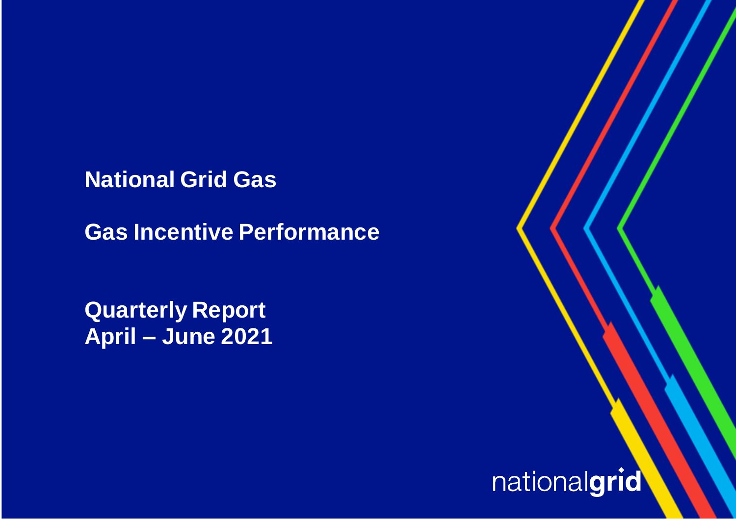# National Grid Gas

## Gas Incentive Performance

## Quarterly Report
## April – June 2021

nationalgrid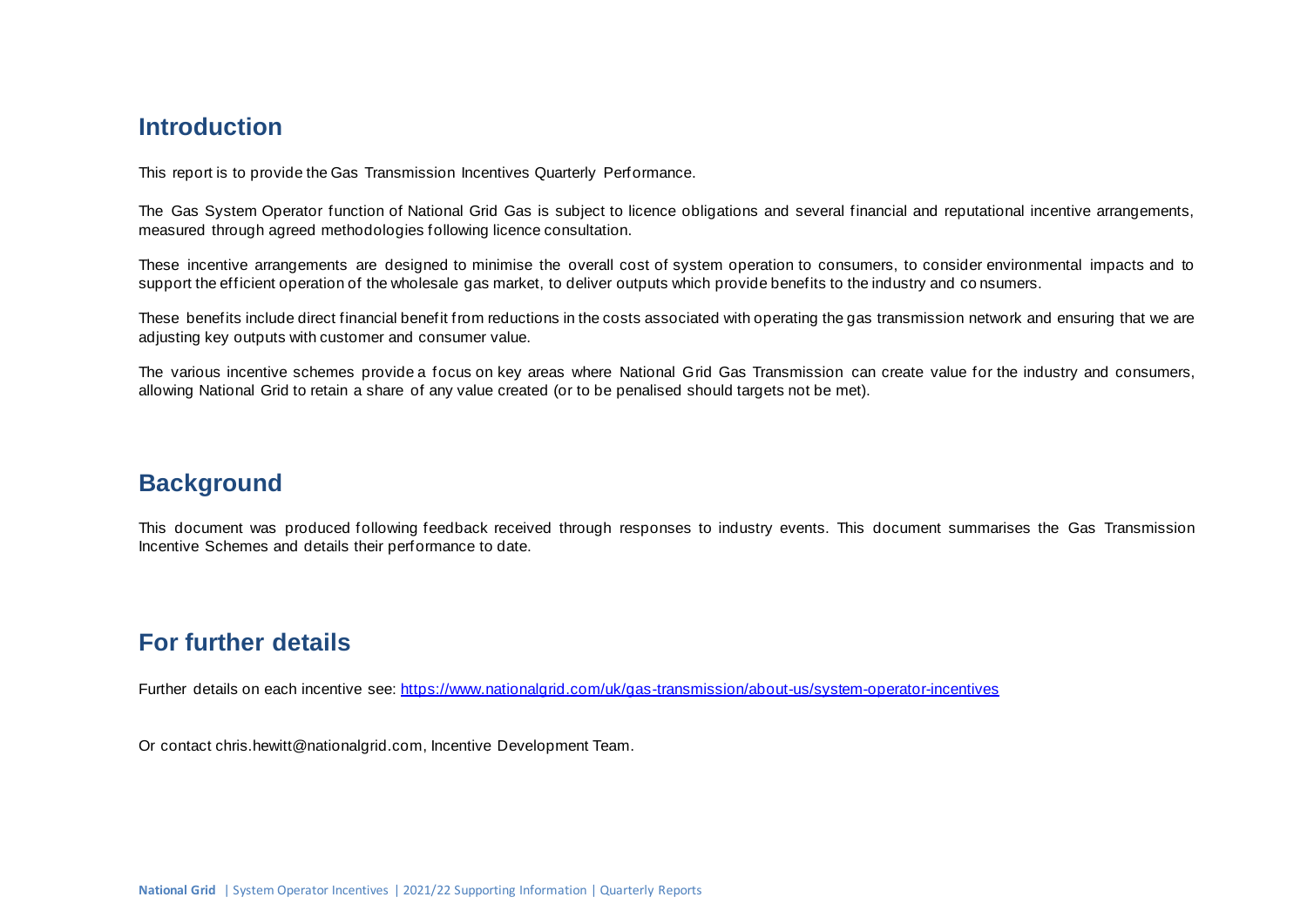## Introduction

This report is to provide the Gas Transmission Incentives Quarterly Performance.

The Gas System Operator function of National Grid Gas is subject to licence obligations and several financial and reputational incentive arrangements, measured through agreed methodologies following licence consultation.

These incentive arrangements are designed to minimise the overall cost of system operation to consumers, to consider environmental impacts and to support the efficient operation of the wholesale gas market, to deliver outputs which provide benefits to the industry and consumers.

These benefits include direct financial benefit from reductions in the costs associated with operating the gas transmission network and ensuring that we are adjusting key outputs with customer and consumer value.

The various incentive schemes provide a focus on key areas where National Grid Gas Transmission can create value for the industry and consumers, allowing National Grid to retain a share of any value created (or to be penalised should targets not be met).

## Background

This document was produced following feedback received through responses to industry events. This document summarises the Gas Transmission Incentive Schemes and details their performance to date.

## For further details

Further details on each incentive see: [https://www.nationalgrid.com/uk/gas-transmission/about-us/system-operator-incentives](https://www.nationalgrid.com/uk/gas-transmission/about-us/system-operator-incentives)

Or contact chris.hewitt@nationalgrid.com, Incentive Development Team.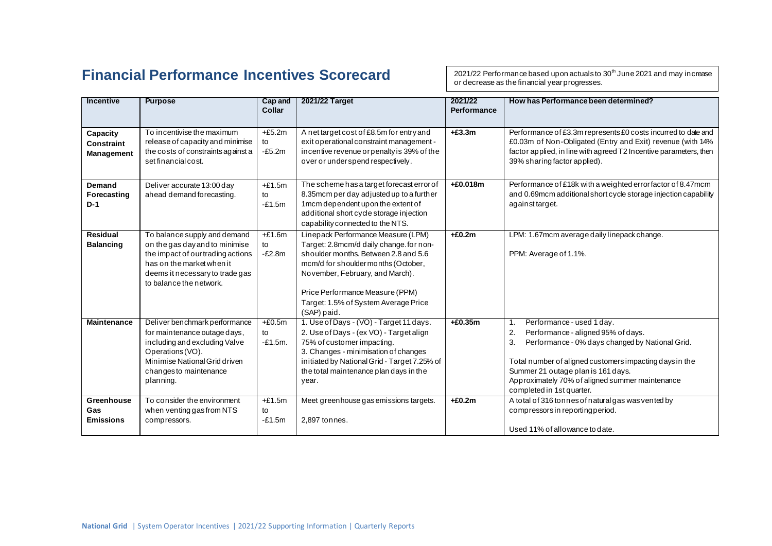# Financial Performance Incentives Scorecard

2021/22 Performance based upon actuals to 30th June 2021 and may increase or decrease as the financial year progresses.

| Incentive | Purpose | Cap and Collar | 2021/22 Target | 2021/22 Performance | How has Performance been determined? |
|---|---|---|---|---|---|
| **Capacity Constraint Management** | To incentivise the maximum release of capacity and minimise the costs of constraints against a set financial cost. | +£5.2m to -£5.2m | A net target cost of £8.5m for entry and exit operational constraint management - incentive revenue or penalty is 39% of the over or under spend respectively. | **+£3.3m** | Performance of £3.3m represents £0 costs incurred to date and £0.03m of Non-Obligated (Entry and Exit) revenue (with 14% factor applied, in line with agreed T2 Incentive parameters, then 39% sharing factor applied). |
| **Demand Forecasting D-1** | Deliver accurate 13:00 day ahead demand forecasting. | +£1.5m to -£1.5m | The scheme has a target forecast error of 8.35mcm per day adjusted up to a further 1mcm dependent upon the extent of additional short cycle storage injection capability connected to the NTS. | **+£0.018m** | Performance of £18k with a weighted error factor of 8.47mcm and 0.69mcm additional short cycle storage injection capability against target. |
| **Residual Balancing** | To balance supply and demand on the gas day and to minimise the impact of our trading actions has on the market when it deems it necessary to trade gas to balance the network. | +£1.6m to -£2.8m | Linepack Performance Measure (LPM) Target: 2.8mcm/d daily change. for non-shoulder months. Between 2.8 and 5.6 mcm/d for shoulder months (October, November, February, and March).<br><br>Price Performance Measure (PPM) Target: 1.5% of System Average Price (SAP) paid. | **+£0.2m** | LPM: 1.67mcm average daily linepack change.<br><br>PPM: Average of 1.1%. |
| **Maintenance** | Deliver benchmark performance for maintenance outage days, including and excluding Valve Operations (VO). Minimise National Grid driven changes to maintenance planning. | +£0.5m to -£1.5m. | 1. Use of Days - (VO) - Target 11 days.<br>2. Use of Days - (ex VO) - Target align 75% of customer impacting.<br>3. Changes - minimisation of changes initiated by National Grid - Target 7.25% of the total maintenance plan days in the year. | **+£0.35m** | 1. Performance - used 1 day.<br>2. Performance - aligned 95% of days.<br>3. Performance - 0% days changed by National Grid.<br><br>Total number of aligned customers impacting days in the Summer 21 outage plan is 161 days.<br>Approximately 70% of aligned summer maintenance completed in 1st quarter. |
| **Greenhouse Gas Emissions** | To consider the environment when venting gas from NTS compressors. | +£1.5m to -£1.5m | Meet greenhouse gas emissions targets.<br><br>2,897 tonnes. | **+£0.2m** | A total of 316 tonnes of natural gas was vented by compressors in reporting period.<br><br>Used 11% of allowance to date. |